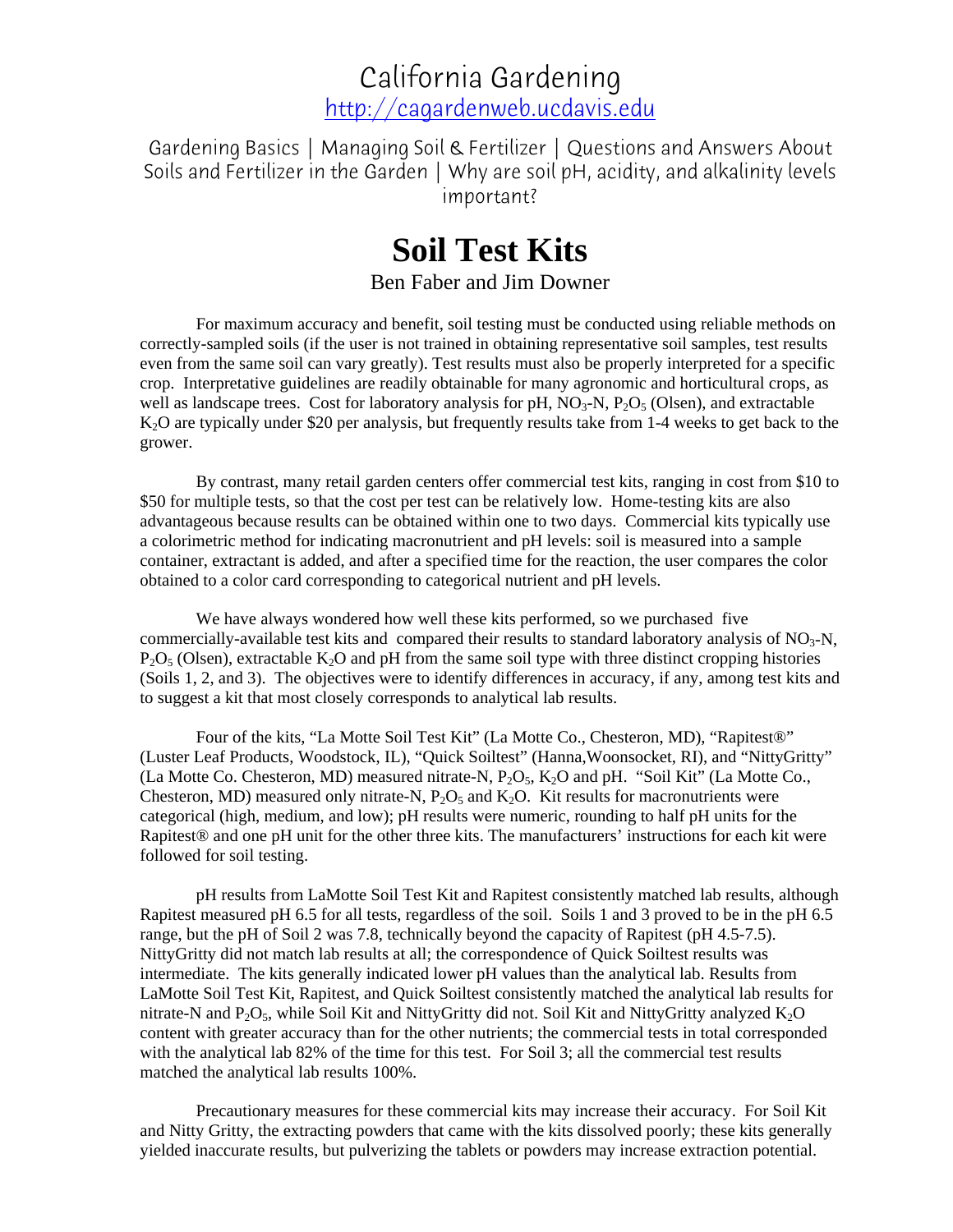California Gardening
http://cagardenweb.ucdavis.edu

Gardening Basics | Managing Soil & Fertilizer | Questions and Answers About Soils and Fertilizer in the Garden | Why are soil pH, acidity, and alkalinity levels important?

# Soil Test Kits

Ben Faber and Jim Downer

For maximum accuracy and benefit, soil testing must be conducted using reliable methods on correctly-sampled soils (if the user is not trained in obtaining representative soil samples, test results even from the same soil can vary greatly). Test results must also be properly interpreted for a specific crop. Interpretative guidelines are readily obtainable for many agronomic and horticultural crops, as well as landscape trees. Cost for laboratory analysis for pH, $NO_3$-N, $P_2O_5$ (Olsen), and extractable $K_2O$ are typically under $20 per analysis, but frequently results take from 1-4 weeks to get back to the grower.

By contrast, many retail garden centers offer commercial test kits, ranging in cost from $10 to $50 for multiple tests, so that the cost per test can be relatively low. Home-testing kits are also advantageous because results can be obtained within one to two days. Commercial kits typically use a colorimetric method for indicating macronutrient and pH levels: soil is measured into a sample container, extractant is added, and after a specified time for the reaction, the user compares the color obtained to a color card corresponding to categorical nutrient and pH levels.

We have always wondered how well these kits performed, so we purchased five commercially-available test kits and compared their results to standard laboratory analysis of $NO_3$-N, $P_2O_5$ (Olsen), extractable $K_2O$ and pH from the same soil type with three distinct cropping histories (Soils 1, 2, and 3). The objectives were to identify differences in accuracy, if any, among test kits and to suggest a kit that most closely corresponds to analytical lab results.

Four of the kits, "La Motte Soil Test Kit" (La Motte Co., Chesteron, MD), "Rapitest®" (Luster Leaf Products, Woodstock, IL), "Quick Soiltest" (Hanna,Woonsocket, RI), and "NittyGritty" (La Motte Co. Chesteron, MD) measured nitrate-N, $P_2O_5$, $K_2O$ and pH. "Soil Kit" (La Motte Co., Chesteron, MD) measured only nitrate-N, $P_2O_5$ and $K_2O$. Kit results for macronutrients were categorical (high, medium, and low); pH results were numeric, rounding to half pH units for the Rapitest® and one pH unit for the other three kits. The manufacturers' instructions for each kit were followed for soil testing.

pH results from LaMotte Soil Test Kit and Rapitest consistently matched lab results, although Rapitest measured pH 6.5 for all tests, regardless of the soil. Soils 1 and 3 proved to be in the pH 6.5 range, but the pH of Soil 2 was 7.8, technically beyond the capacity of Rapitest (pH 4.5-7.5). NittyGritty did not match lab results at all; the correspondence of Quick Soiltest results was intermediate. The kits generally indicated lower pH values than the analytical lab. Results from LaMotte Soil Test Kit, Rapitest, and Quick Soiltest consistently matched the analytical lab results for nitrate-N and $P_2O_5$, while Soil Kit and NittyGritty did not. Soil Kit and NittyGritty analyzed $K_2O$ content with greater accuracy than for the other nutrients; the commercial tests in total corresponded with the analytical lab 82% of the time for this test. For Soil 3; all the commercial test results matched the analytical lab results 100%.

Precautionary measures for these commercial kits may increase their accuracy. For Soil Kit and Nitty Gritty, the extracting powders that came with the kits dissolved poorly; these kits generally yielded inaccurate results, but pulverizing the tablets or powders may increase extraction potential.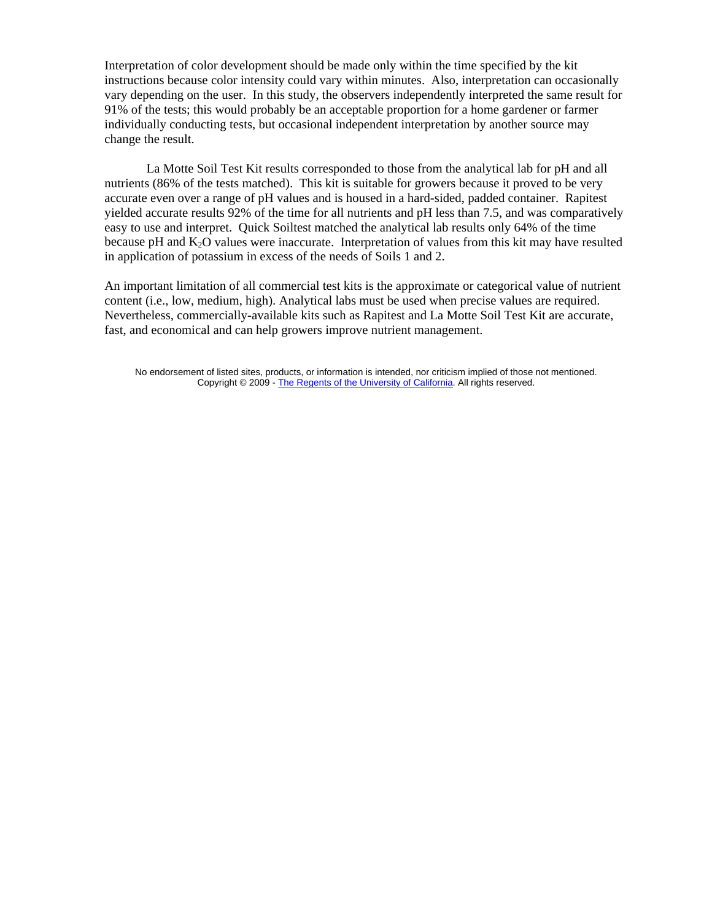Interpretation of color development should be made only within the time specified by the kit instructions because color intensity could vary within minutes. Also, interpretation can occasionally vary depending on the user. In this study, the observers independently interpreted the same result for 91% of the tests; this would probably be an acceptable proportion for a home gardener or farmer individually conducting tests, but occasional independent interpretation by another source may change the result.

La Motte Soil Test Kit results corresponded to those from the analytical lab for pH and all nutrients (86% of the tests matched). This kit is suitable for growers because it proved to be very accurate even over a range of pH values and is housed in a hard-sided, padded container. Rapitest yielded accurate results 92% of the time for all nutrients and pH less than 7.5, and was comparatively easy to use and interpret. Quick Soiltest matched the analytical lab results only 64% of the time because pH and $K_2O$ values were inaccurate. Interpretation of values from this kit may have resulted in application of potassium in excess of the needs of Soils 1 and 2.

An important limitation of all commercial test kits is the approximate or categorical value of nutrient content (i.e., low, medium, high). Analytical labs must be used when precise values are required. Nevertheless, commercially-available kits such as Rapitest and La Motte Soil Test Kit are accurate, fast, and economical and can help growers improve nutrient management.

No endorsement of listed sites, products, or information is intended, nor criticism implied of those not mentioned.
Copyright © 2009 - The Regents of the University of California. All rights reserved.